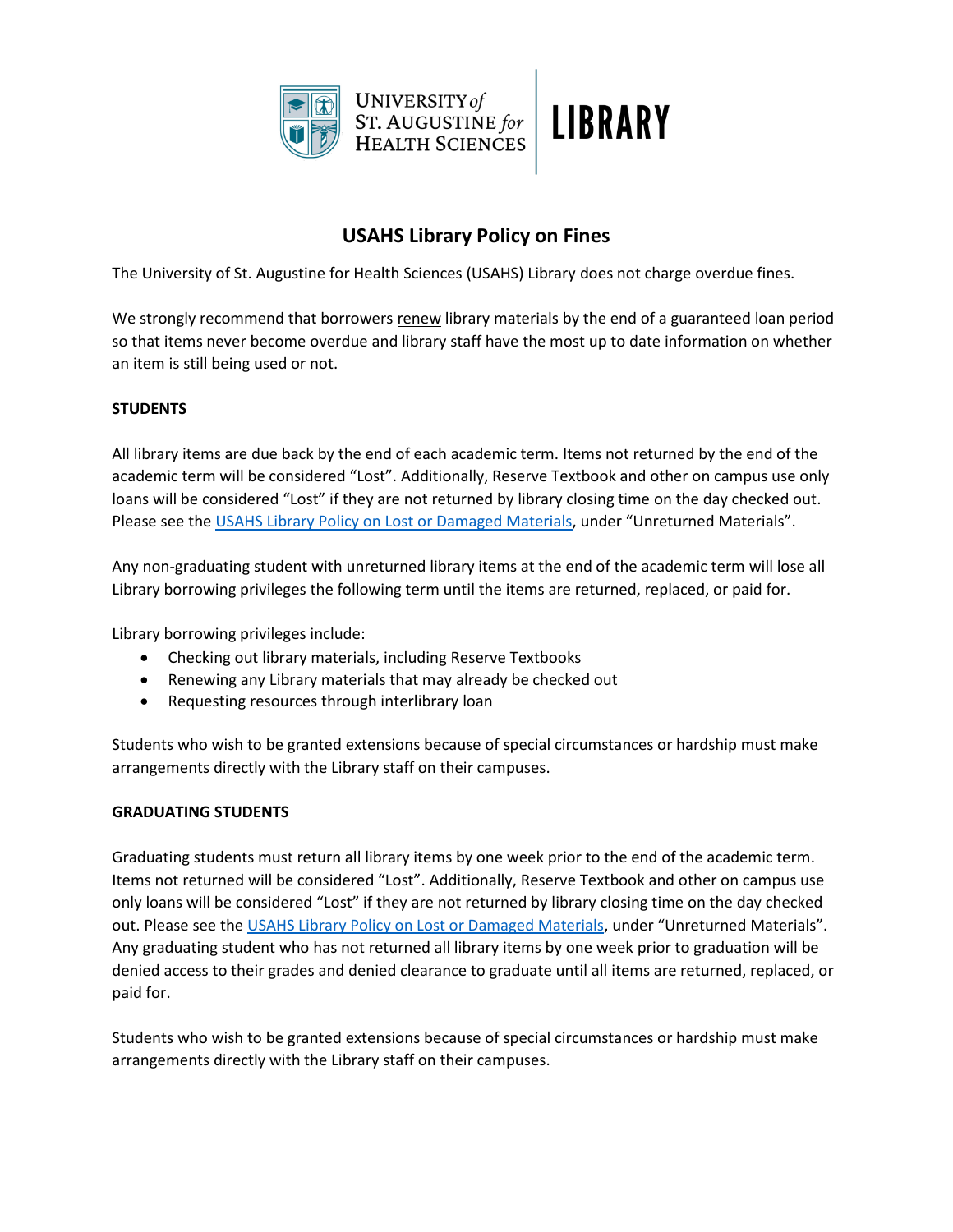UNIVERSITY *of* ST. AUGUSTINE *for* HEALTH SCIENCES | LIBRARY

# USAHS Library Policy on Fines

The University of St. Augustine for Health Sciences (USAHS) Library does not charge overdue fines.

We strongly recommend that borrowers renew library materials by the end of a guaranteed loan period so that items never become overdue and library staff have the most up to date information on whether an item is still being used or not.

## STUDENTS

All library items are due back by the end of each academic term. Items not returned by the end of the academic term will be considered "Lost". Additionally, Reserve Textbook and other on campus use only loans will be considered "Lost" if they are not returned by library closing time on the day checked out. Please see the USAHS Library Policy on Lost or Damaged Materials, under "Unreturned Materials".

Any non-graduating student with unreturned library items at the end of the academic term will lose all Library borrowing privileges the following term until the items are returned, replaced, or paid for.

Library borrowing privileges include:

- Checking out library materials, including Reserve Textbooks
- Renewing any Library materials that may already be checked out
- Requesting resources through interlibrary loan

Students who wish to be granted extensions because of special circumstances or hardship must make arrangements directly with the Library staff on their campuses.

## GRADUATING STUDENTS

Graduating students must return all library items by one week prior to the end of the academic term. Items not returned will be considered "Lost". Additionally, Reserve Textbook and other on campus use only loans will be considered "Lost" if they are not returned by library closing time on the day checked out. Please see the USAHS Library Policy on Lost or Damaged Materials, under "Unreturned Materials". Any graduating student who has not returned all library items by one week prior to graduation will be denied access to their grades and denied clearance to graduate until all items are returned, replaced, or paid for.

Students who wish to be granted extensions because of special circumstances or hardship must make arrangements directly with the Library staff on their campuses.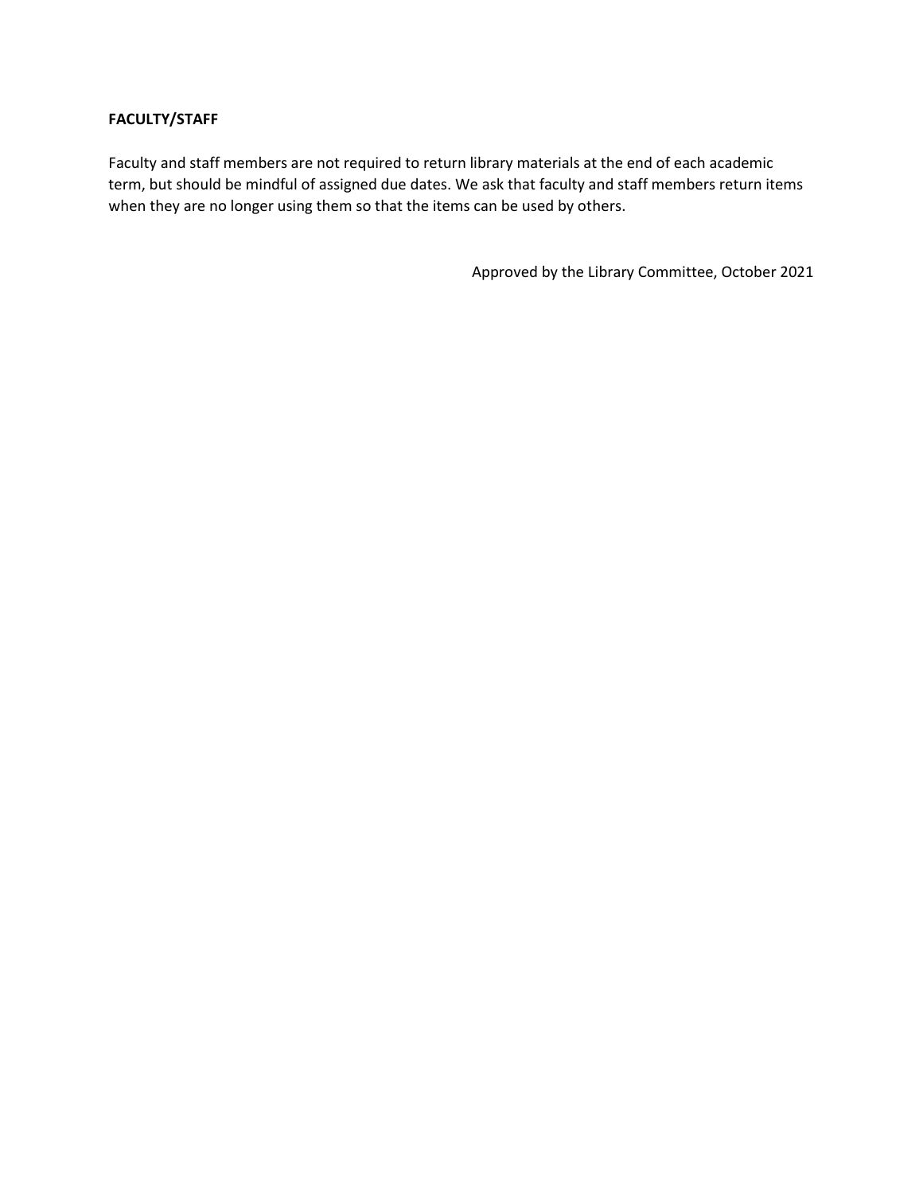**FACULTY/STAFF**

Faculty and staff members are not required to return library materials at the end of each academic term, but should be mindful of assigned due dates. We ask that faculty and staff members return items when they are no longer using them so that the items can be used by others.

Approved by the Library Committee, October 2021